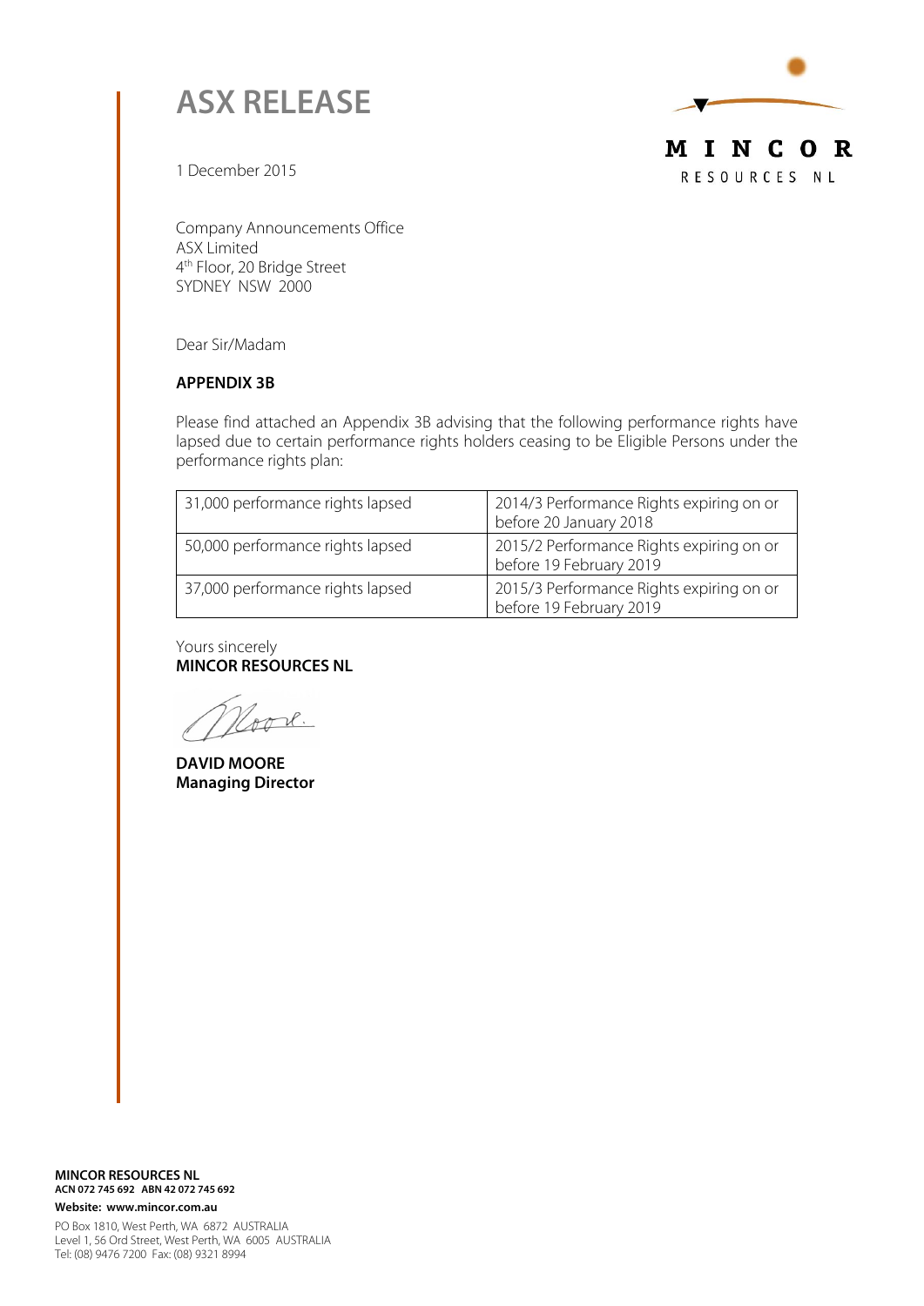# ASX RELEASE

MINCOR RESOURCES NL

1 December 2015

Company Announcements Office
ASX Limited
4th Floor, 20 Bridge Street
SYDNEY NSW 2000

Dear Sir/Madam

**APPENDIX 3B**

Please find attached an Appendix 3B advising that the following performance rights have lapsed due to certain performance rights holders ceasing to be Eligible Persons under the performance rights plan:

| | |
|---|---|
| 31,000 performance rights lapsed | 2014/3 Performance Rights expiring on or before 20 January 2018 |
| 50,000 performance rights lapsed | 2015/2 Performance Rights expiring on or before 19 February 2019 |
| 37,000 performance rights lapsed | 2015/3 Performance Rights expiring on or before 19 February 2019 |

Yours sincerely
**MINCOR RESOURCES NL**

**DAVID MOORE**
**Managing Director**

**MINCOR RESOURCES NL**
**ACN 072 745 692 ABN 42 072 745 692**
**Website: www.mincor.com.au**
PO Box 1810, West Perth, WA 6872 AUSTRALIA
Level 1, 56 Ord Street, West Perth, WA 6005 AUSTRALIA
Tel: (08) 9476 7200 Fax: (08) 9321 8994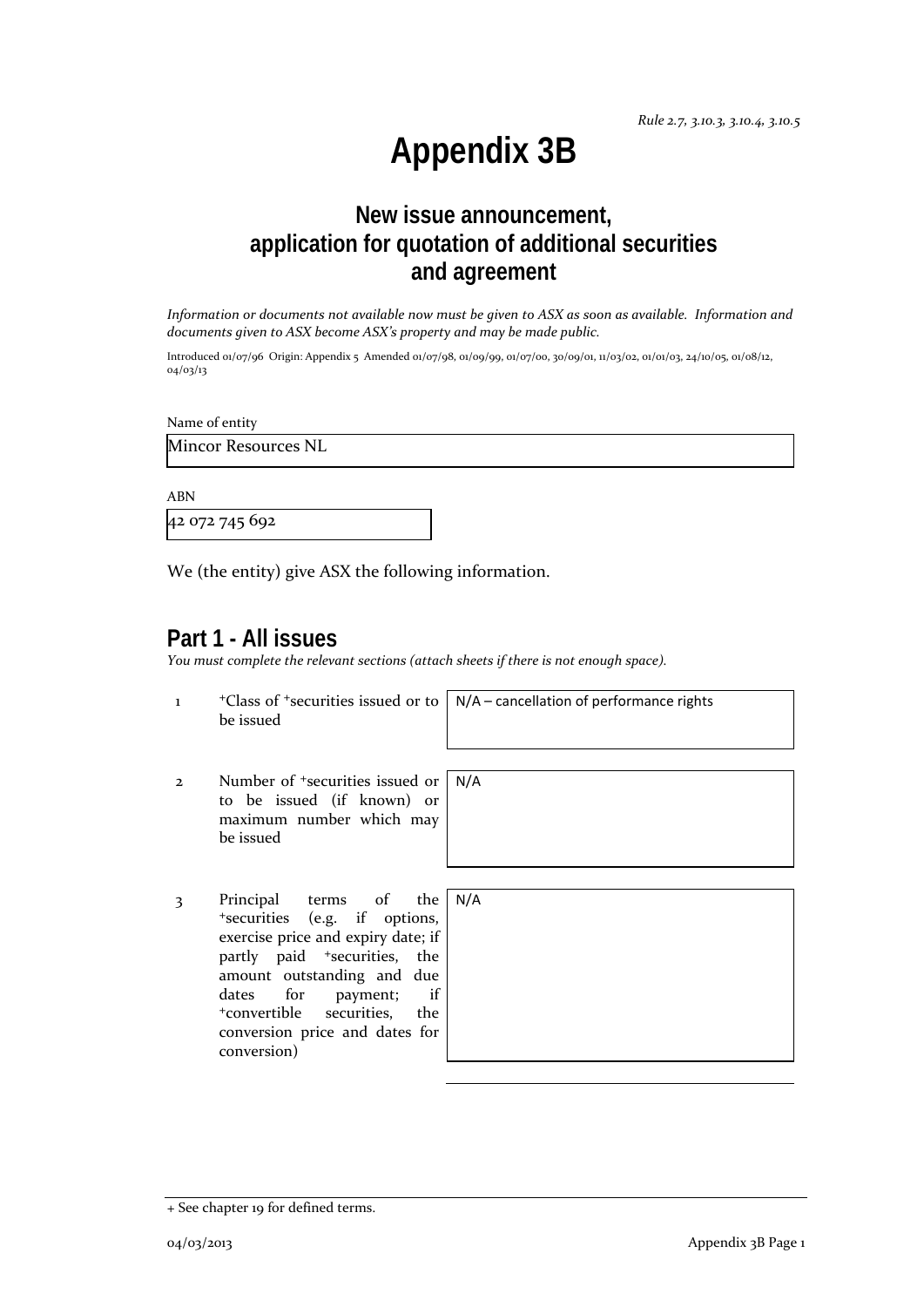*Rule 2.7, 3.10.3, 3.10.4, 3.10.5*

# Appendix 3B

## New issue announcement, application for quotation of additional securities and agreement

*Information or documents not available now must be given to ASX as soon as available. Information and documents given to ASX become ASX's property and may be made public.*

Introduced 01/07/96 Origin: Appendix 5 Amended 01/07/98, 01/09/99, 01/07/00, 30/09/01, 11/03/02, 01/01/03, 24/10/05, 01/08/12, 04/03/13

Name of entity

Mincor Resources NL

ABN

42 072 745 692

We (the entity) give ASX the following information.

## Part 1 - All issues

*You must complete the relevant sections (attach sheets if there is not enough space).*

| | | |
|---|---|---|
| 1 | +Class of +securities issued or to be issued | N/A – cancellation of performance rights |
| 2 | Number of +securities issued or to be issued (if known) or maximum number which may be issued | N/A |
| 3 | Principal terms of the +securities (e.g. if options, exercise price and expiry date; if partly paid +securities, the amount outstanding and due dates for payment; if +convertible securities, the conversion price and dates for conversion) | N/A |

+ See chapter 19 for defined terms.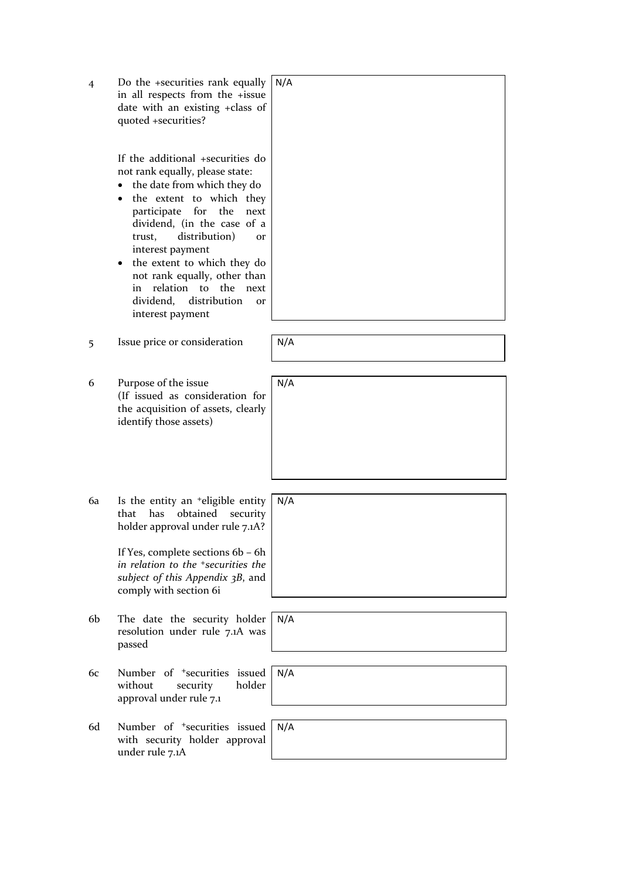| | | |
|---|---|---|
| 4 | Do the +securities rank equally in all respects from the +issue date with an existing +class of quoted +securities?<br><br>If the additional +securities do not rank equally, please state:<br>• the date from which they do<br>• the extent to which they participate for the next dividend, (in the case of a trust, distribution) or interest payment<br>• the extent to which they do not rank equally, other than in relation to the next dividend, distribution or interest payment | N/A |
| 5 | Issue price or consideration | N/A |
| 6 | Purpose of the issue<br>(If issued as consideration for the acquisition of assets, clearly identify those assets) | N/A |
| 6a | Is the entity an +eligible entity that has obtained security holder approval under rule 7.1A?<br><br>If Yes, complete sections 6b – 6h *in relation to the +securities the subject of this Appendix 3B*, and comply with section 6i | N/A |
| 6b | The date the security holder resolution under rule 7.1A was passed | N/A |
| 6c | Number of +securities issued without security holder approval under rule 7.1 | N/A |
| 6d | Number of +securities issued with security holder approval under rule 7.1A | N/A |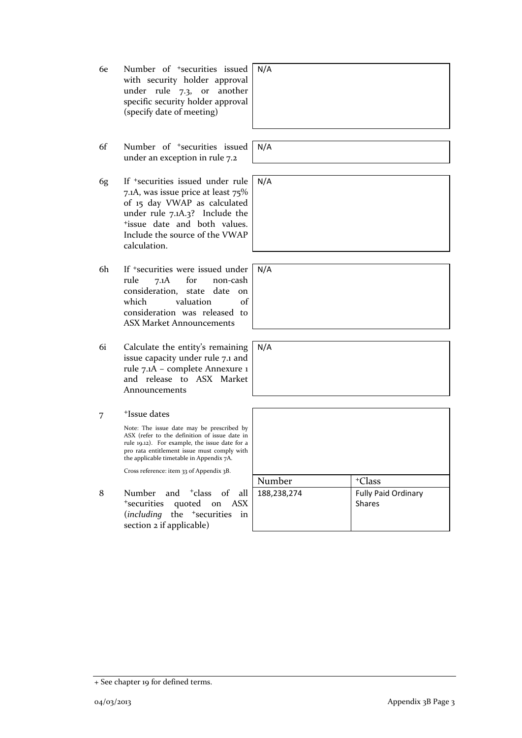| | | |
|---|---|---|
| 6e | Number of +securities issued with security holder approval under rule 7.3, or another specific security holder approval (specify date of meeting) | N/A |
| 6f | Number of +securities issued under an exception in rule 7.2 | N/A |
| 6g | If +securities issued under rule 7.1A, was issue price at least 75% of 15 day VWAP as calculated under rule 7.1A.3? Include the +issue date and both values. Include the source of the VWAP calculation. | N/A |
| 6h | If +securities were issued under rule 7.1A for non-cash consideration, state date on which valuation of consideration was released to ASX Market Announcements | N/A |
| 6i | Calculate the entity's remaining issue capacity under rule 7.1 and rule 7.1A – complete Annexure 1 and release to ASX Market Announcements | N/A |
| 7 | +Issue dates<br><br>Note: The issue date may be prescribed by ASX (refer to the definition of issue date in rule 19.12). For example, the issue date for a pro rata entitlement issue must comply with the applicable timetable in Appendix 7A.<br><br>Cross reference: item 33 of Appendix 3B. | |

| | | Number | +Class |
|---|---|---|---|
| 8 | Number and +class of all +securities quoted on ASX (*including* the +securities in section 2 if applicable) | 188,238,274 | Fully Paid Ordinary Shares |

+ See chapter 19 for defined terms.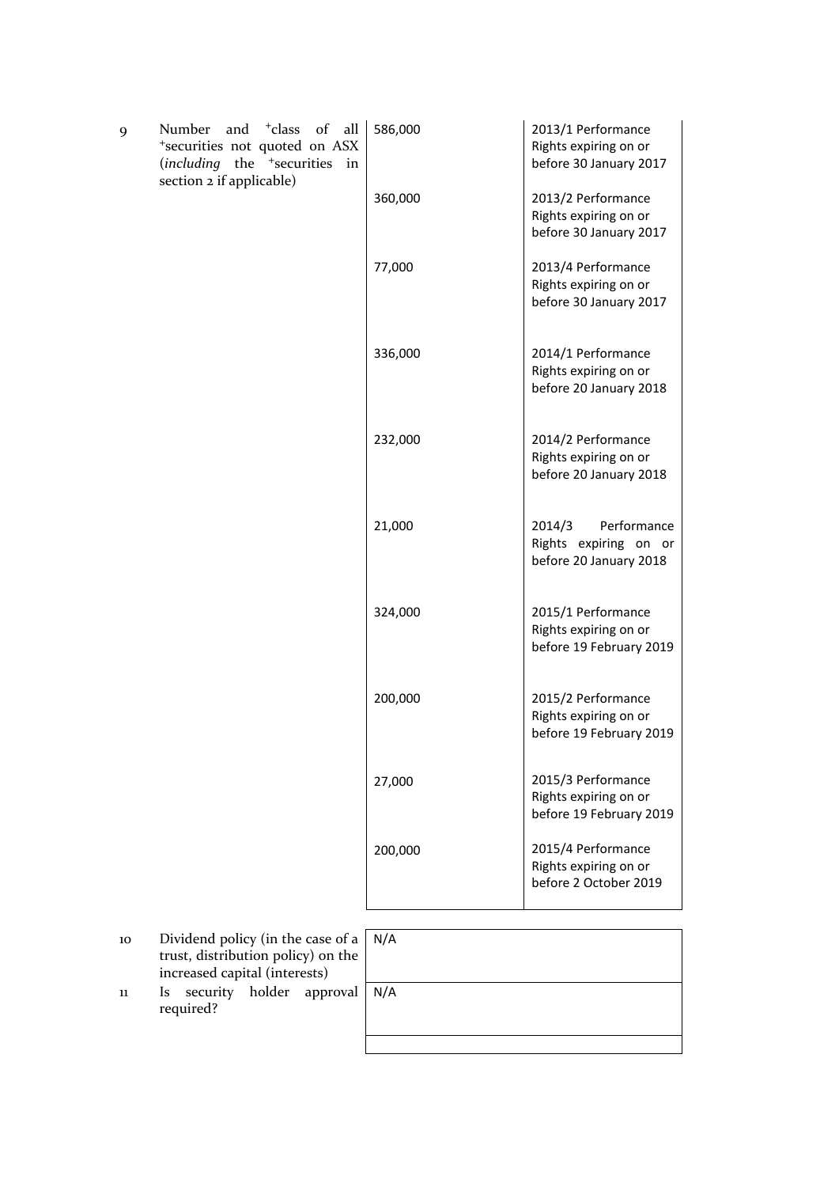| | | | |
|---|---|---|---|
| 9 | Number and +class of all +securities not quoted on ASX (*including* the +securities in section 2 if applicable) | 586,000 | 2013/1 Performance Rights expiring on or before 30 January 2017 |
| | | 360,000 | 2013/2 Performance Rights expiring on or before 30 January 2017 |
| | | 77,000 | 2013/4 Performance Rights expiring on or before 30 January 2017 |
| | | 336,000 | 2014/1 Performance Rights expiring on or before 20 January 2018 |
| | | 232,000 | 2014/2 Performance Rights expiring on or before 20 January 2018 |
| | | 21,000 | 2014/3 Performance Rights expiring on or before 20 January 2018 |
| | | 324,000 | 2015/1 Performance Rights expiring on or before 19 February 2019 |
| | | 200,000 | 2015/2 Performance Rights expiring on or before 19 February 2019 |
| | | 27,000 | 2015/3 Performance Rights expiring on or before 19 February 2019 |
| | | 200,000 | 2015/4 Performance Rights expiring on or before 2 October 2019 |

| | | |
|---|---|---|
| 10 | Dividend policy (in the case of a trust, distribution policy) on the increased capital (interests) | N/A |
| 11 | Is security holder approval required? | N/A |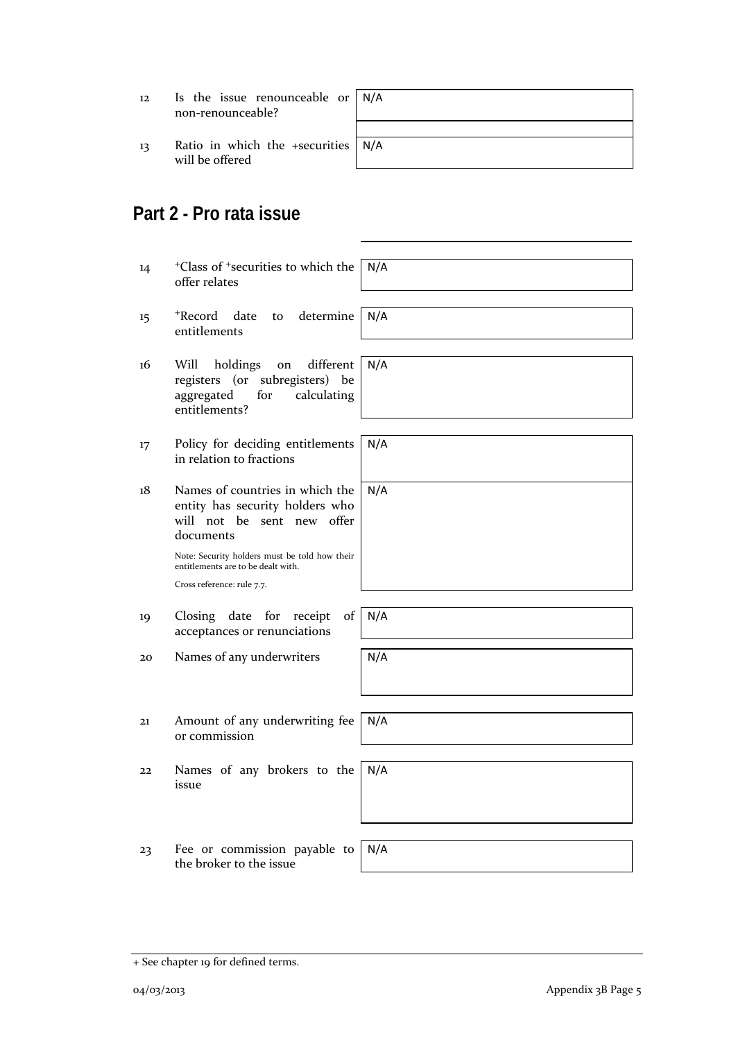| | | |
|---|---|---|
| 12 | Is the issue renounceable or non-renounceable? | N/A |
| 13 | Ratio in which the +securities will be offered | N/A |

## Part 2 - Pro rata issue

| | | |
|---|---|---|
| 14 | +Class of +securities to which the offer relates | N/A |
| 15 | +Record date to determine entitlements | N/A |
| 16 | Will holdings on different registers (or subregisters) be aggregated for calculating entitlements? | N/A |
| 17 | Policy for deciding entitlements in relation to fractions | N/A |
| 18 | Names of countries in which the entity has security holders who will not be sent new offer documents<br><br>Note: Security holders must be told how their entitlements are to be dealt with.<br><br>Cross reference: rule 7.7. | N/A |
| 19 | Closing date for receipt of acceptances or renunciations | N/A |
| 20 | Names of any underwriters | N/A |
| 21 | Amount of any underwriting fee or commission | N/A |
| 22 | Names of any brokers to the issue | N/A |
| 23 | Fee or commission payable to the broker to the issue | N/A |

+ See chapter 19 for defined terms.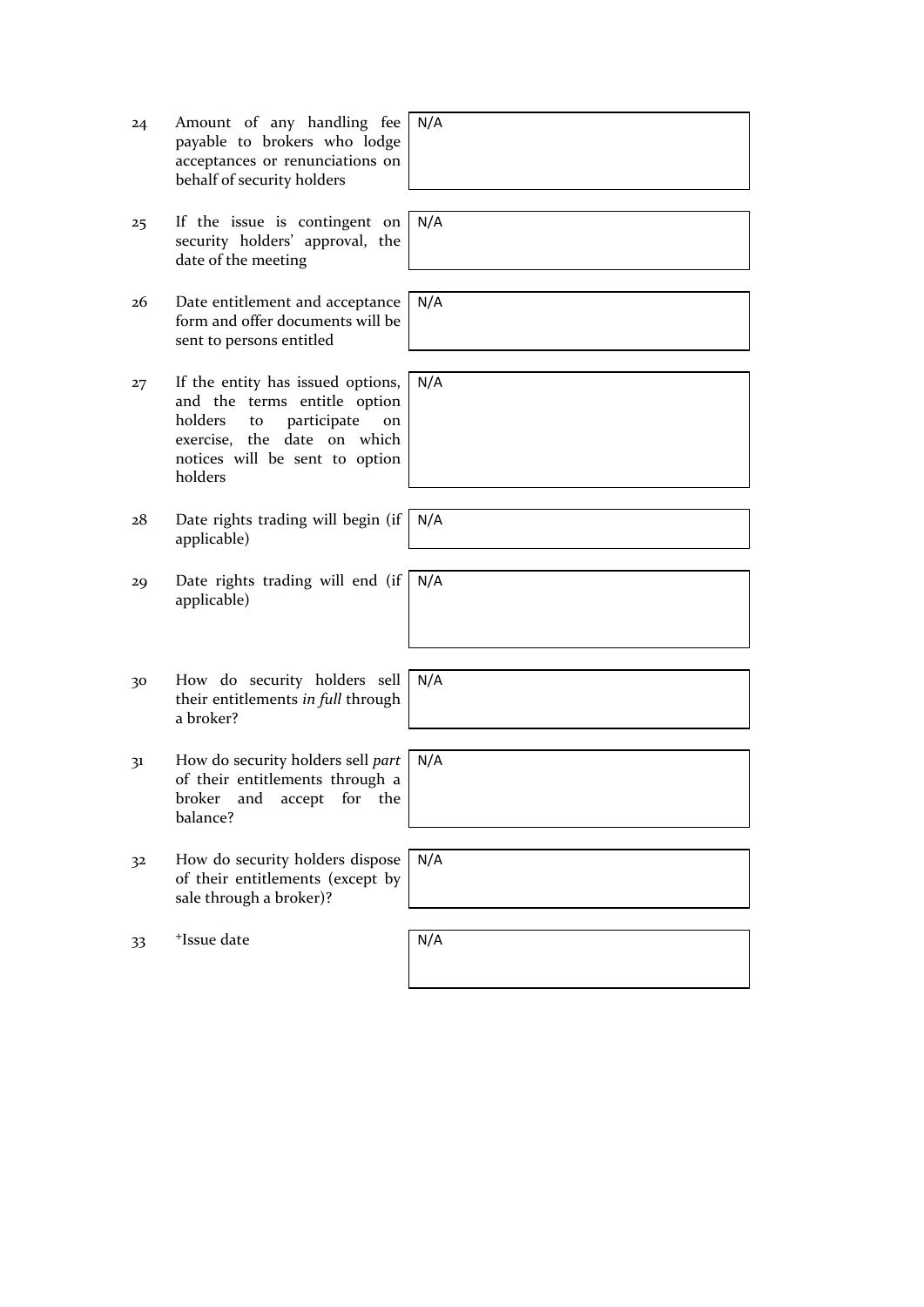| | | |
|---|---|---|
| 24 | Amount of any handling fee payable to brokers who lodge acceptances or renunciations on behalf of security holders | N/A |
| 25 | If the issue is contingent on security holders' approval, the date of the meeting | N/A |
| 26 | Date entitlement and acceptance form and offer documents will be sent to persons entitled | N/A |
| 27 | If the entity has issued options, and the terms entitle option holders to participate on exercise, the date on which notices will be sent to option holders | N/A |
| 28 | Date rights trading will begin (if applicable) | N/A |
| 29 | Date rights trading will end (if applicable) | N/A |
| 30 | How do security holders sell their entitlements *in full* through a broker? | N/A |
| 31 | How do security holders sell *part* of their entitlements through a broker and accept for the balance? | N/A |
| 32 | How do security holders dispose of their entitlements (except by sale through a broker)? | N/A |
| 33 | +Issue date | N/A |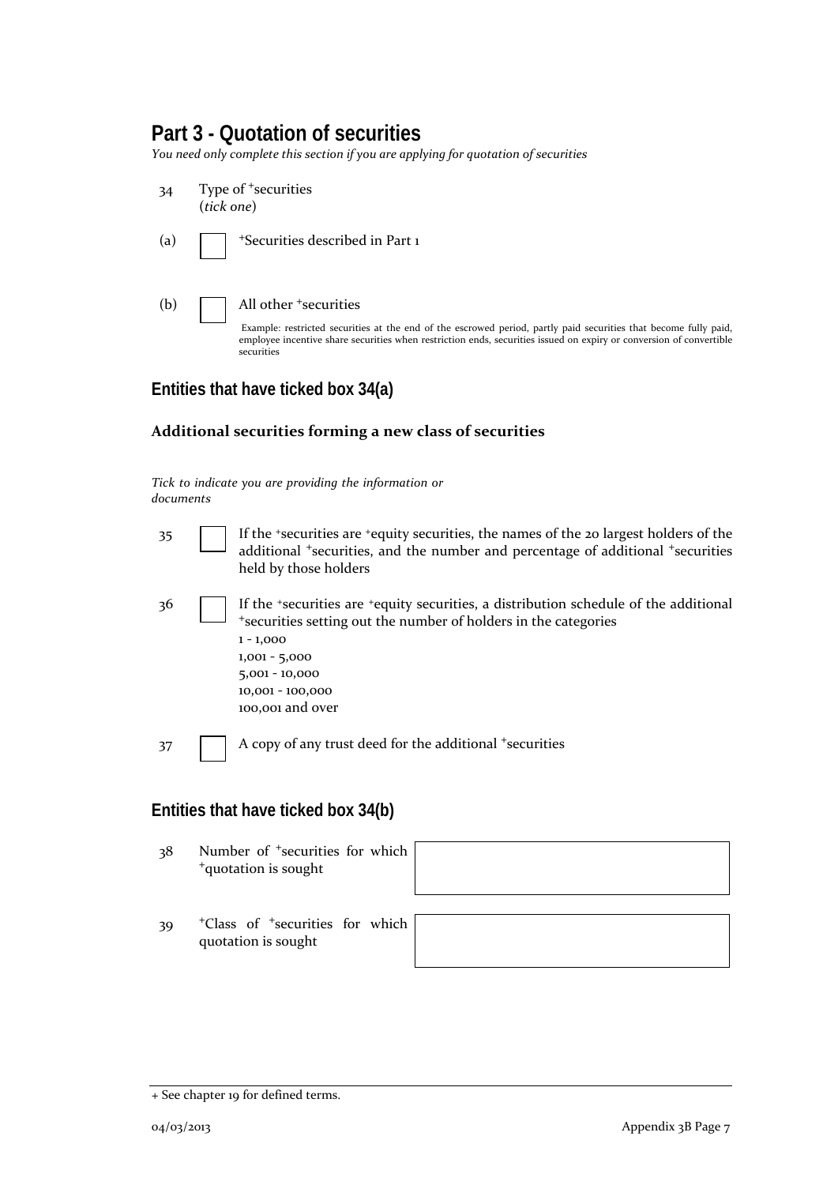# Part 3 - Quotation of securities

*You need only complete this section if you are applying for quotation of securities*

34 Type of +securities
(*tick one*)

(a) ☐ +Securities described in Part 1

(b) ☐ All other +securities

Example: restricted securities at the end of the escrowed period, partly paid securities that become fully paid, employee incentive share securities when restriction ends, securities issued on expiry or conversion of convertible securities

## Entities that have ticked box 34(a)

### Additional securities forming a new class of securities

*Tick to indicate you are providing the information or documents*

35 ☐ If the +securities are +equity securities, the names of the 20 largest holders of the additional +securities, and the number and percentage of additional +securities held by those holders

36 ☐ If the +securities are +equity securities, a distribution schedule of the additional +securities setting out the number of holders in the categories
1 - 1,000
1,001 - 5,000
5,001 - 10,000
10,001 - 100,000
100,001 and over

37 ☐ A copy of any trust deed for the additional +securities

## Entities that have ticked box 34(b)

| | |
|---|---|
| 38 Number of +securities for which +quotation is sought | |
| 39 +Class of +securities for which quotation is sought | |

+ See chapter 19 for defined terms.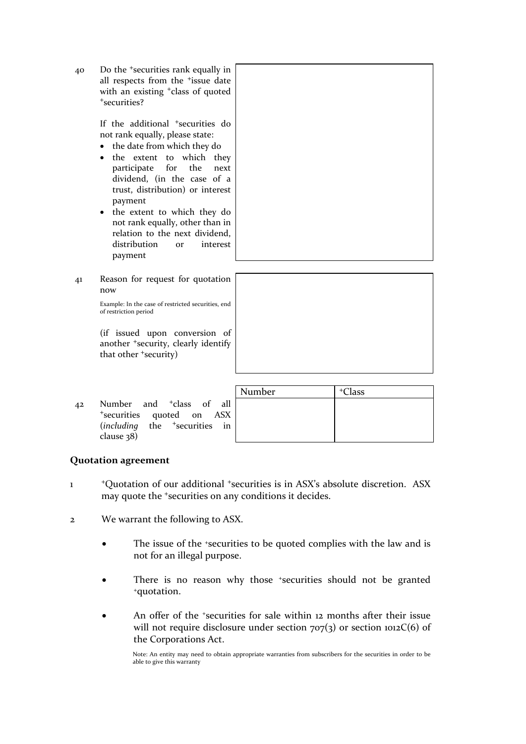40 Do the +securities rank equally in all respects from the +issue date with an existing +class of quoted +securities?

If the additional +securities do not rank equally, please state:

- the date from which they do
- the extent to which they participate for the next dividend, (in the case of a trust, distribution) or interest payment
- the extent to which they do not rank equally, other than in relation to the next dividend, distribution or interest payment

41 Reason for request for quotation now

Example: In the case of restricted securities, end of restriction period

(if issued upon conversion of another +security, clearly identify that other +security)

42 Number and +class of all +securities quoted on ASX (*including* the +securities in clause 38)

| Number | +Class |
|---|---|
| | |

## Quotation agreement

1 +Quotation of our additional +securities is in ASX's absolute discretion. ASX may quote the +securities on any conditions it decides.

2 We warrant the following to ASX.

- The issue of the +securities to be quoted complies with the law and is not for an illegal purpose.
- There is no reason why those +securities should not be granted +quotation.
- An offer of the +securities for sale within 12 months after their issue will not require disclosure under section 707(3) or section 1012C(6) of the Corporations Act.

  Note: An entity may need to obtain appropriate warranties from subscribers for the securities in order to be able to give this warranty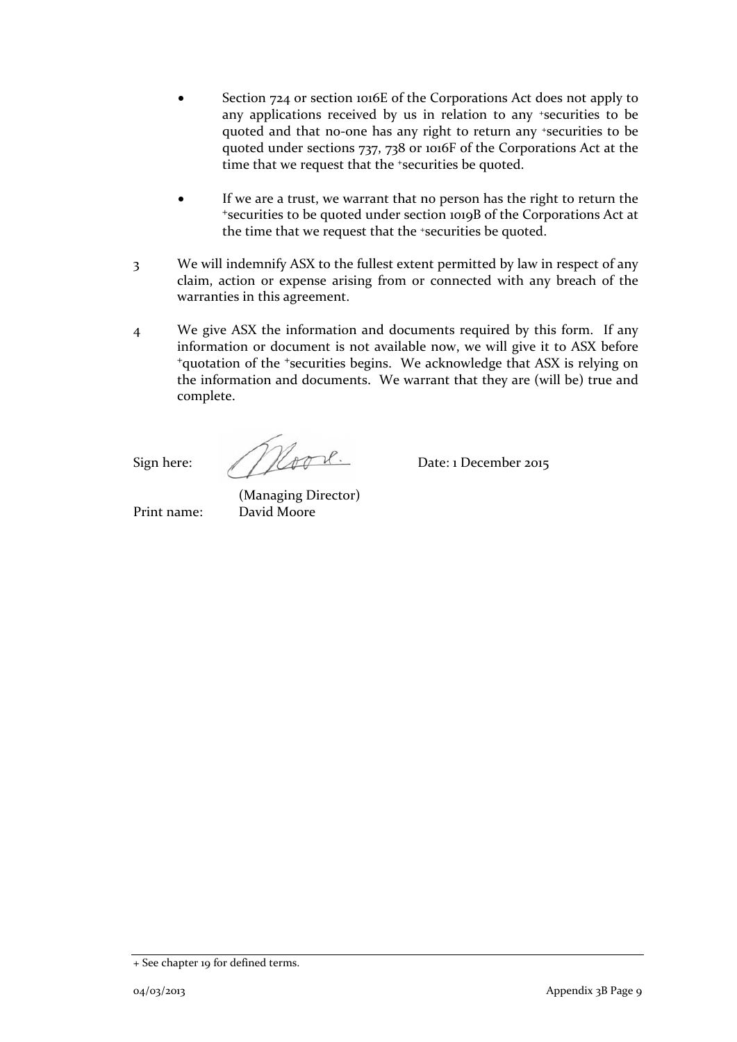- Section 724 or section 1016E of the Corporations Act does not apply to any applications received by us in relation to any +securities to be quoted and that no-one has any right to return any +securities to be quoted under sections 737, 738 or 1016F of the Corporations Act at the time that we request that the +securities be quoted.

- If we are a trust, we warrant that no person has the right to return the +securities to be quoted under section 1019B of the Corporations Act at the time that we request that the +securities be quoted.

3 We will indemnify ASX to the fullest extent permitted by law in respect of any claim, action or expense arising from or connected with any breach of the warranties in this agreement.

4 We give ASX the information and documents required by this form. If any information or document is not available now, we will give it to ASX before +quotation of the +securities begins. We acknowledge that ASX is relying on the information and documents. We warrant that they are (will be) true and complete.

Sign here: Date: 1 December 2015

(Managing Director)

Print name: David Moore

+ See chapter 19 for defined terms.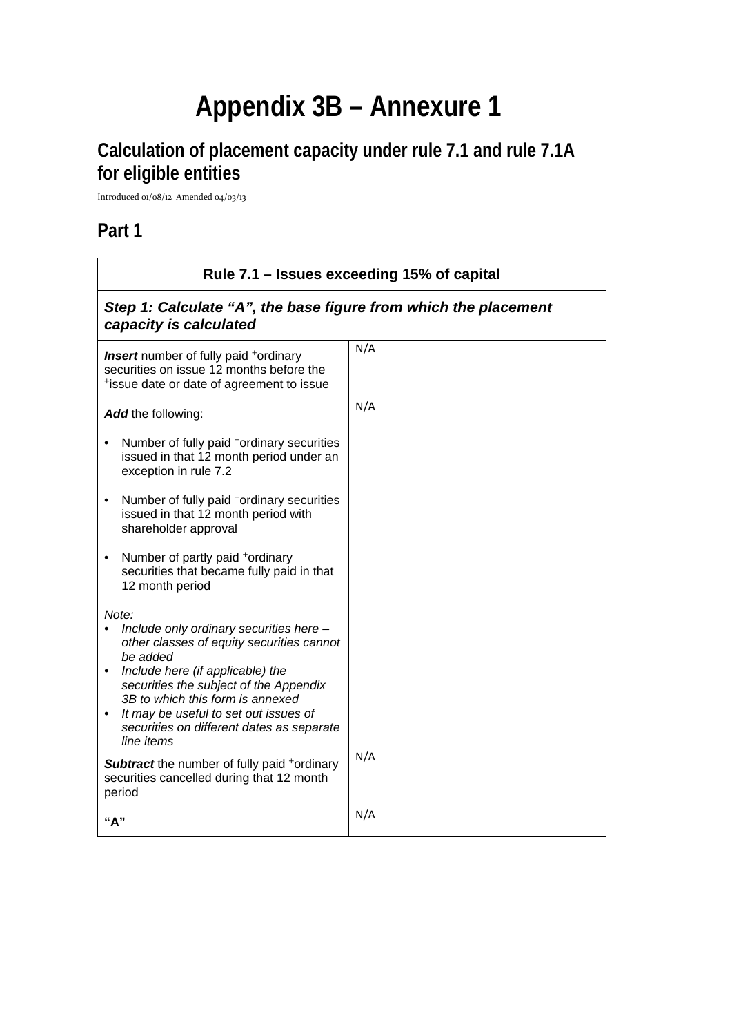# Appendix 3B – Annexure 1

## Calculation of placement capacity under rule 7.1 and rule 7.1A for eligible entities

Introduced 01/08/12 Amended 04/03/13

## Part 1

| Rule 7.1 – Issues exceeding 15% of capital | |
|---|---|
| ***Step 1: Calculate "A", the base figure from which the placement capacity is calculated*** | |
| ***Insert*** number of fully paid +ordinary securities on issue 12 months before the +issue date or date of agreement to issue | N/A |
| ***Add*** the following:<br>• Number of fully paid +ordinary securities issued in that 12 month period under an exception in rule 7.2<br>• Number of fully paid +ordinary securities issued in that 12 month period with shareholder approval<br>• Number of partly paid +ordinary securities that became fully paid in that 12 month period<br>*Note:*<br>• *Include only ordinary securities here – other classes of equity securities cannot be added*<br>• *Include here (if applicable) the securities the subject of the Appendix 3B to which this form is annexed*<br>• *It may be useful to set out issues of securities on different dates as separate line items* | N/A |
| ***Subtract*** the number of fully paid +ordinary securities cancelled during that 12 month period | N/A |
| **"A"** | N/A |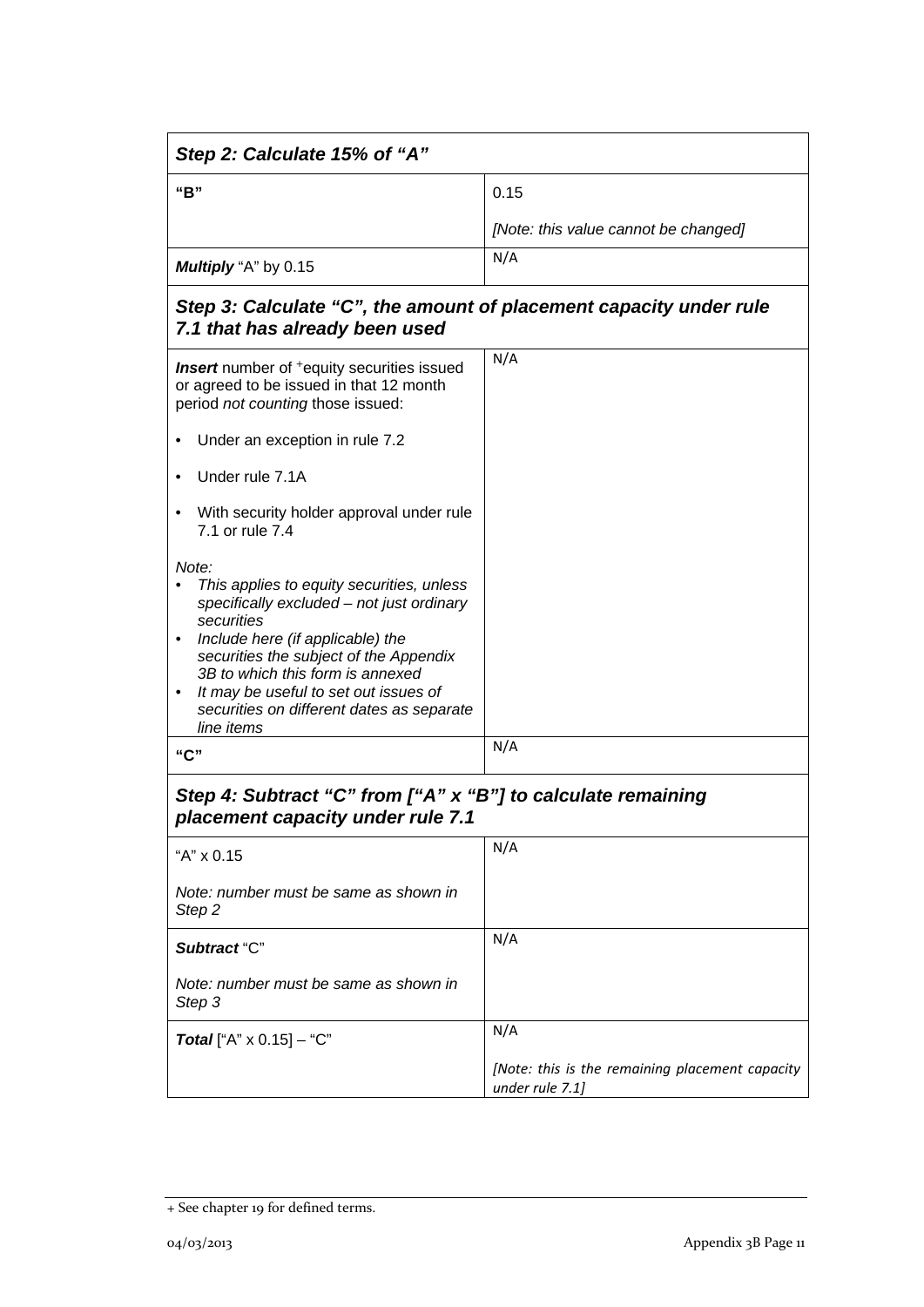| *Step 2: Calculate 15% of "A"* | |
|---|---|
| **"B"** | 0.15<br><br>*[Note: this value cannot be changed]* |
| ***Multiply*** "A" by 0.15 | N/A |

| *Step 3: Calculate "C", the amount of placement capacity under rule 7.1 that has already been used* | |
|---|---|
| ***Insert*** number of +equity securities issued or agreed to be issued in that 12 month period *not counting* those issued:<br><br>• Under an exception in rule 7.2<br><br>• Under rule 7.1A<br><br>• With security holder approval under rule 7.1 or rule 7.4<br><br>*Note:*<br>• *This applies to equity securities, unless specifically excluded – not just ordinary securities*<br>• *Include here (if applicable) the securities the subject of the Appendix 3B to which this form is annexed*<br>• *It may be useful to set out issues of securities on different dates as separate line items* | N/A |
| **"C"** | N/A |

| *Step 4: Subtract "C" from ["A" x "B"] to calculate remaining placement capacity under rule 7.1* | |
|---|---|
| "A" x 0.15<br><br>*Note: number must be same as shown in Step 2* | N/A |
| ***Subtract*** "C"<br><br>*Note: number must be same as shown in Step 3* | N/A |
| ***Total*** ["A" x 0.15] – "C" | N/A<br><br>*[Note: this is the remaining placement capacity under rule 7.1]* |

+ See chapter 19 for defined terms.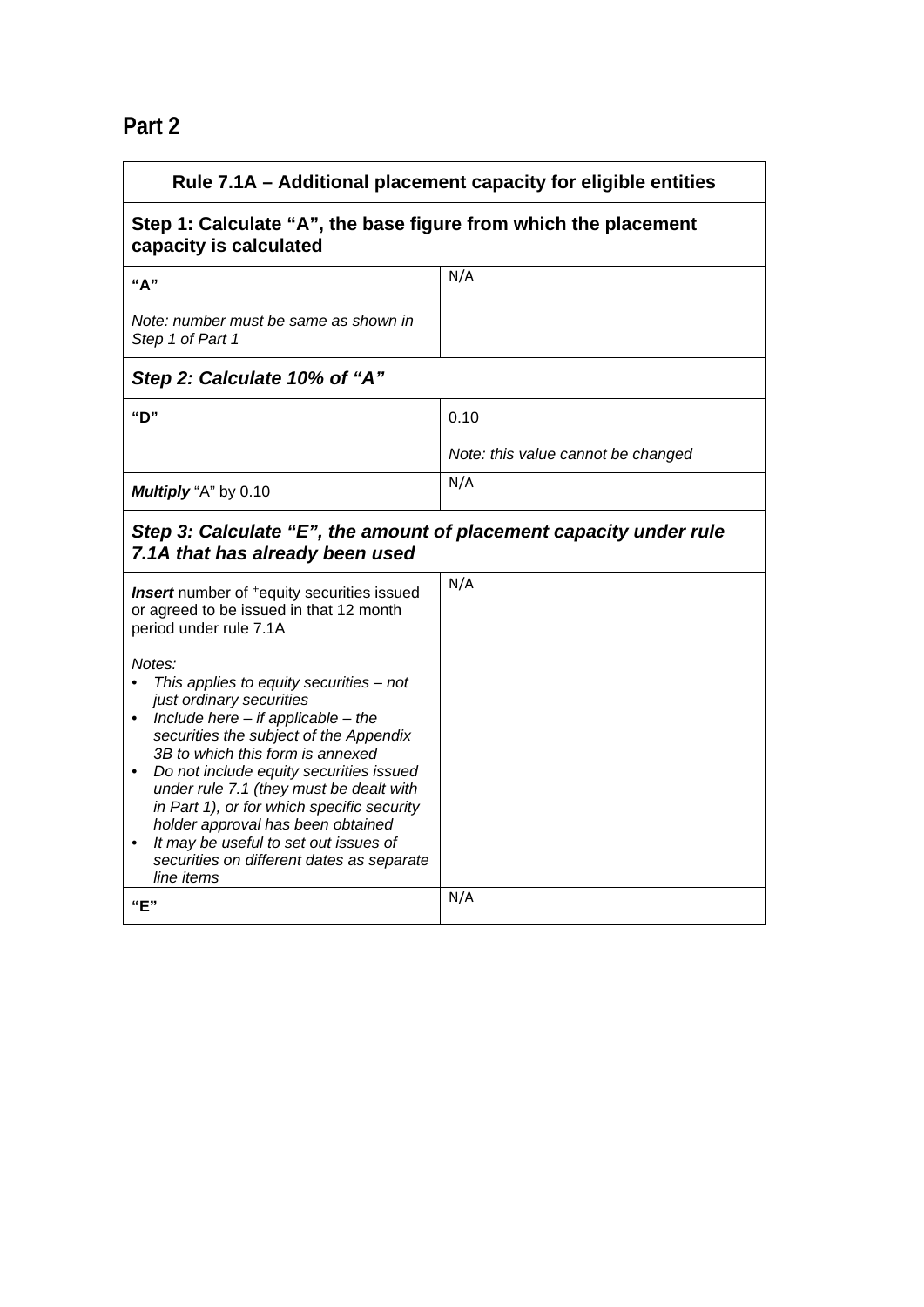## Part 2

| Rule 7.1A – Additional placement capacity for eligible entities | |
|---|---|
| **Step 1: Calculate "A", the base figure from which the placement capacity is calculated** | |
| **"A"**<br><br>*Note: number must be same as shown in Step 1 of Part 1* | N/A |
| ***Step 2: Calculate 10% of "A"*** | |
| **"D"** | 0.10<br><br>*Note: this value cannot be changed* |
| ***Multiply*** "A" by 0.10 | N/A |
| ***Step 3: Calculate "E", the amount of placement capacity under rule 7.1A that has already been used*** | |
| ***Insert*** number of +equity securities issued or agreed to be issued in that 12 month period under rule 7.1A<br><br>*Notes:*<br>• *This applies to equity securities – not just ordinary securities*<br>• *Include here – if applicable – the securities the subject of the Appendix 3B to which this form is annexed*<br>• *Do not include equity securities issued under rule 7.1 (they must be dealt with in Part 1), or for which specific security holder approval has been obtained*<br>• *It may be useful to set out issues of securities on different dates as separate line items* | N/A |
| **"E"** | N/A |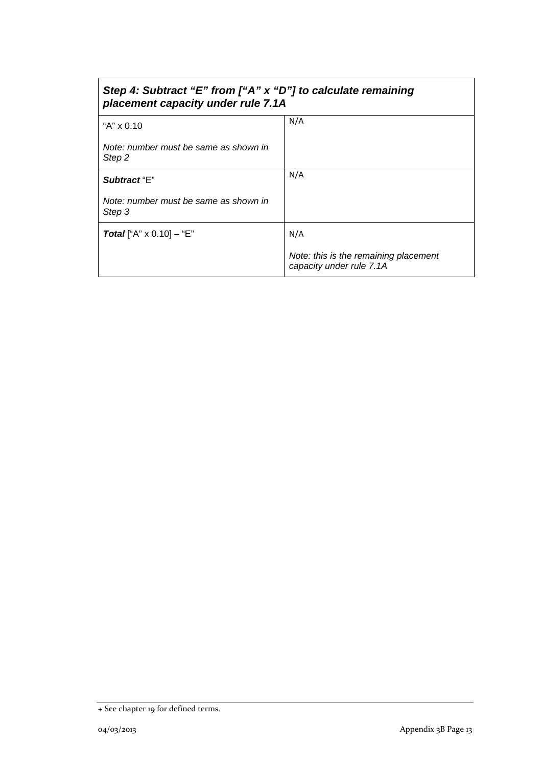| ***Step 4: Subtract "E" from ["A" x "D"] to calculate remaining placement capacity under rule 7.1A*** | |
|---|---|
| "A" x 0.10<br><br>*Note: number must be same as shown in Step 2* | N/A |
| ***Subtract*** "E"<br><br>*Note: number must be same as shown in Step 3* | N/A |
| ***Total*** ["A" x 0.10] – "E" | N/A<br><br>*Note: this is the remaining placement capacity under rule 7.1A* |

+ See chapter 19 for defined terms.